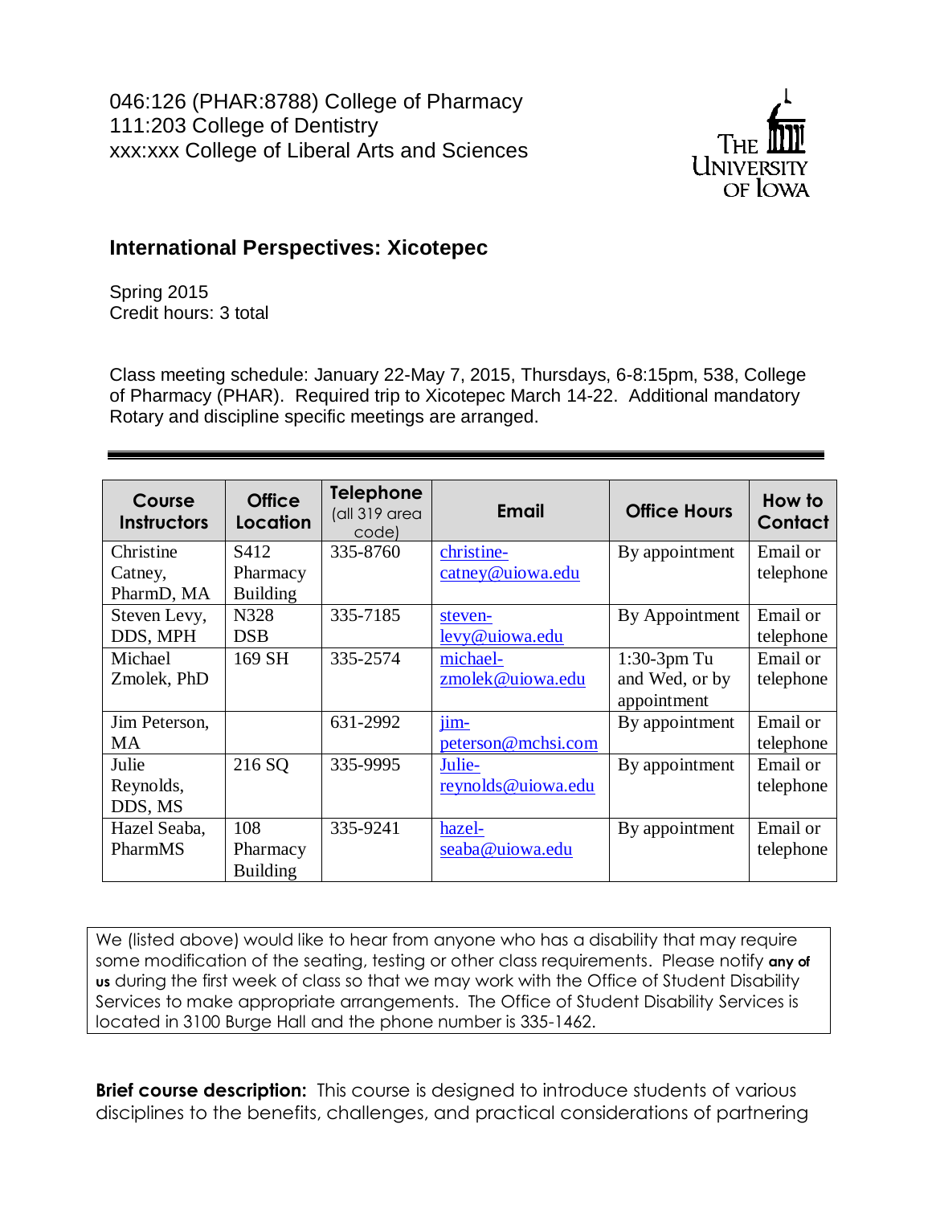046:126 (PHAR:8788) College of Pharmacy
111:203 College of Dentistry
xxx:xxx College of Liberal Arts and Sciences

THE UNIVERSITY OF IOWA

## International Perspectives: Xicotepec

Spring 2015
Credit hours: 3 total

Class meeting schedule: January 22-May 7, 2015, Thursdays, 6-8:15pm, 538, College of Pharmacy (PHAR). Required trip to Xicotepec March 14-22. Additional mandatory Rotary and discipline specific meetings are arranged.

| Course Instructors | Office Location | Telephone (all 319 area code) | Email | Office Hours | How to Contact |
|---|---|---|---|---|---|
| Christine Catney, PharmD, MA | S412 Pharmacy Building | 335-8760 | christine-catney@uiowa.edu | By appointment | Email or telephone |
| Steven Levy, DDS, MPH | N328 DSB | 335-7185 | steven-levy@uiowa.edu | By Appointment | Email or telephone |
| Michael Zmolek, PhD | 169 SH | 335-2574 | michael-zmolek@uiowa.edu | 1:30-3pm Tu and Wed, or by appointment | Email or telephone |
| Jim Peterson, MA | | 631-2992 | jim-peterson@mchsi.com | By appointment | Email or telephone |
| Julie Reynolds, DDS, MS | 216 SQ | 335-9995 | Julie-reynolds@uiowa.edu | By appointment | Email or telephone |
| Hazel Seaba, PharmMS | 108 Pharmacy Building | 335-9241 | hazel-seaba@uiowa.edu | By appointment | Email or telephone |

We (listed above) would like to hear from anyone who has a disability that may require some modification of the seating, testing or other class requirements. Please notify **any of us** during the first week of class so that we may work with the Office of Student Disability Services to make appropriate arrangements. The Office of Student Disability Services is located in 3100 Burge Hall and the phone number is 335-1462.

**Brief course description:** This course is designed to introduce students of various disciplines to the benefits, challenges, and practical considerations of partnering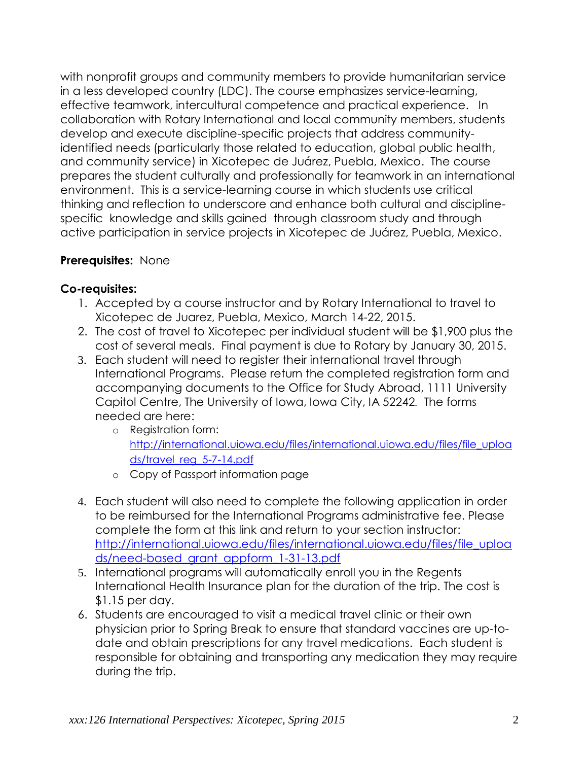with nonprofit groups and community members to provide humanitarian service in a less developed country (LDC). The course emphasizes service-learning, effective teamwork, intercultural competence and practical experience. In collaboration with Rotary International and local community members, students develop and execute discipline-specific projects that address community-identified needs (particularly those related to education, global public health, and community service) in Xicotepec de Juárez, Puebla, Mexico. The course prepares the student culturally and professionally for teamwork in an international environment. This is a service-learning course in which students use critical thinking and reflection to underscore and enhance both cultural and discipline-specific knowledge and skills gained through classroom study and through active participation in service projects in Xicotepec de Juárez, Puebla, Mexico.

**Prerequisites:** None

**Co-requisites:**

1. Accepted by a course instructor and by Rotary International to travel to Xicotepec de Juarez, Puebla, Mexico, March 14-22, 2015.
2. The cost of travel to Xicotepec per individual student will be $1,900 plus the cost of several meals. Final payment is due to Rotary by January 30, 2015.
3. Each student will need to register their international travel through International Programs. Please return the completed registration form and accompanying documents to the Office for Study Abroad, 1111 University Capitol Centre, The University of Iowa, Iowa City, IA 52242. The forms needed are here:
   - Registration form: http://international.uiowa.edu/files/international.uiowa.edu/files/file_uploads/travel_reg_5-7-14.pdf
   - Copy of Passport information page
4. Each student will also need to complete the following application in order to be reimbursed for the International Programs administrative fee. Please complete the form at this link and return to your section instructor: http://international.uiowa.edu/files/international.uiowa.edu/files/file_uploads/need-based_grant_appform_1-31-13.pdf
5. International programs will automatically enroll you in the Regents International Health Insurance plan for the duration of the trip. The cost is $1.15 per day.
6. Students are encouraged to visit a medical travel clinic or their own physician prior to Spring Break to ensure that standard vaccines are up-to-date and obtain prescriptions for any travel medications. Each student is responsible for obtaining and transporting any medication they may require during the trip.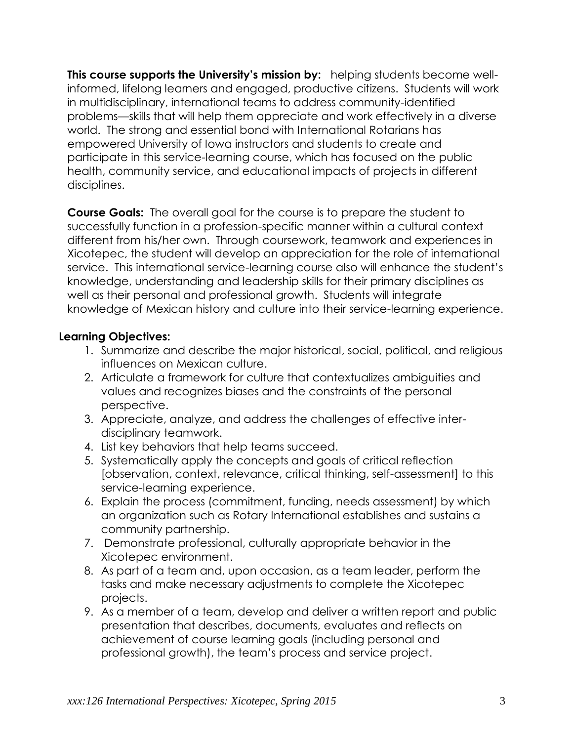**This course supports the University's mission by:** helping students become well-informed, lifelong learners and engaged, productive citizens. Students will work in multidisciplinary, international teams to address community-identified problems—skills that will help them appreciate and work effectively in a diverse world. The strong and essential bond with International Rotarians has empowered University of Iowa instructors and students to create and participate in this service-learning course, which has focused on the public health, community service, and educational impacts of projects in different disciplines.

**Course Goals:** The overall goal for the course is to prepare the student to successfully function in a profession-specific manner within a cultural context different from his/her own. Through coursework, teamwork and experiences in Xicotepec, the student will develop an appreciation for the role of international service. This international service-learning course also will enhance the student's knowledge, understanding and leadership skills for their primary disciplines as well as their personal and professional growth. Students will integrate knowledge of Mexican history and culture into their service-learning experience.

**Learning Objectives:**

1. Summarize and describe the major historical, social, political, and religious influences on Mexican culture.
2. Articulate a framework for culture that contextualizes ambiguities and values and recognizes biases and the constraints of the personal perspective.
3. Appreciate, analyze, and address the challenges of effective inter-disciplinary teamwork.
4. List key behaviors that help teams succeed.
5. Systematically apply the concepts and goals of critical reflection [observation, context, relevance, critical thinking, self-assessment] to this service-learning experience.
6. Explain the process (commitment, funding, needs assessment) by which an organization such as Rotary International establishes and sustains a community partnership.
7. Demonstrate professional, culturally appropriate behavior in the Xicotepec environment.
8. As part of a team and, upon occasion, as a team leader, perform the tasks and make necessary adjustments to complete the Xicotepec projects.
9. As a member of a team, develop and deliver a written report and public presentation that describes, documents, evaluates and reflects on achievement of course learning goals (including personal and professional growth), the team's process and service project.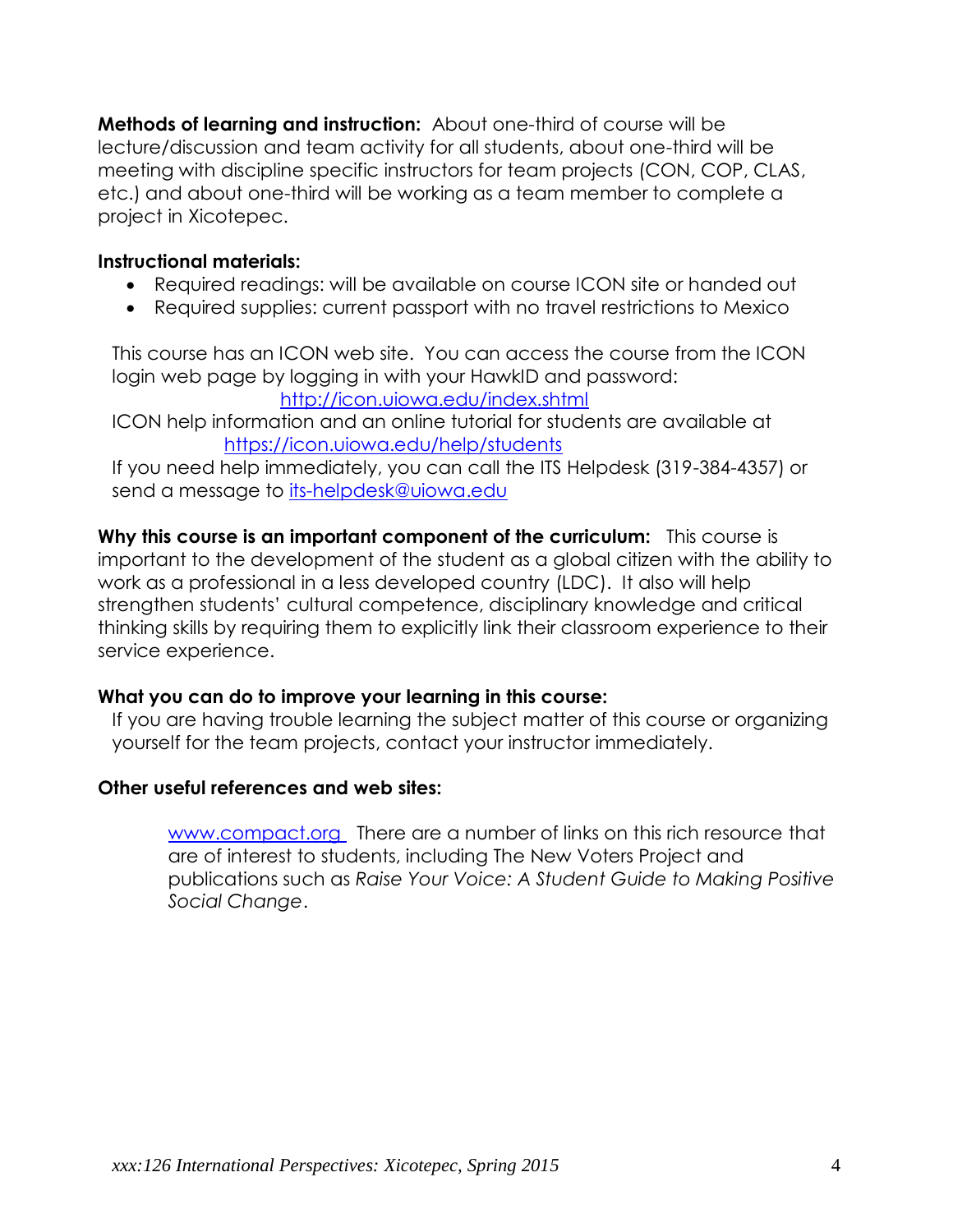**Methods of learning and instruction:** About one-third of course will be lecture/discussion and team activity for all students, about one-third will be meeting with discipline specific instructors for team projects (CON, COP, CLAS, etc.) and about one-third will be working as a team member to complete a project in Xicotepec.

**Instructional materials:**

- Required readings: will be available on course ICON site or handed out
- Required supplies: current passport with no travel restrictions to Mexico

This course has an ICON web site. You can access the course from the ICON login web page by logging in with your HawkID and password: http://icon.uiowa.edu/index.shtml

ICON help information and an online tutorial for students are available at https://icon.uiowa.edu/help/students

If you need help immediately, you can call the ITS Helpdesk (319-384-4357) or send a message to its-helpdesk@uiowa.edu

**Why this course is an important component of the curriculum:** This course is important to the development of the student as a global citizen with the ability to work as a professional in a less developed country (LDC). It also will help strengthen students' cultural competence, disciplinary knowledge and critical thinking skills by requiring them to explicitly link their classroom experience to their service experience.

**What you can do to improve your learning in this course:**

If you are having trouble learning the subject matter of this course or organizing yourself for the team projects, contact your instructor immediately.

**Other useful references and web sites:**

www.compact.org There are a number of links on this rich resource that are of interest to students, including The New Voters Project and publications such as *Raise Your Voice: A Student Guide to Making Positive Social Change*.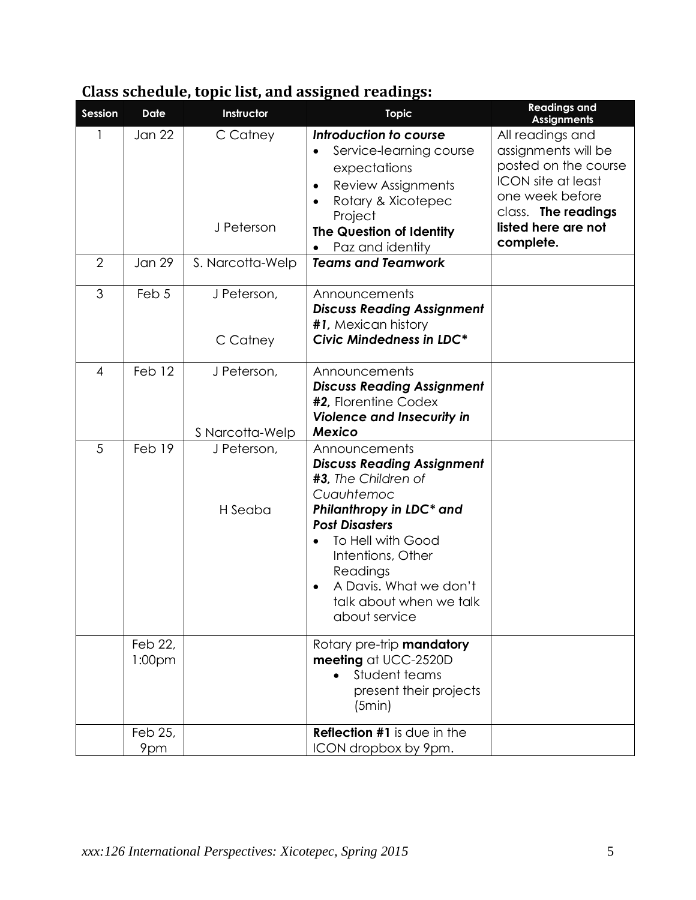## Class schedule, topic list, and assigned readings:

| Session | Date | Instructor | Topic | Readings and Assignments |
|---|---|---|---|---|
| 1 | Jan 22 | C Catney<br><br>J Peterson | ***Introduction to course***<br>• Service-learning course expectations<br>• Review Assignments<br>• Rotary & Xicotepec Project<br>**The Question of Identity**<br>• Paz and identity | All readings and assignments will be posted on the course ICON site at least one week before class. **The readings listed here are not complete.** |
| 2 | Jan 29 | S. Narcotta-Welp | ***Teams and Teamwork*** | |
| 3 | Feb 5 | J Peterson,<br><br>C Catney | Announcements<br>***Discuss Reading Assignment #1,*** Mexican history<br>***Civic Mindedness in LDC**** | |
| 4 | Feb 12 | J Peterson,<br><br>S Narcotta-Welp | Announcements<br>***Discuss Reading Assignment #2,*** Florentine Codex<br>***Violence and Insecurity in Mexico*** | |
| 5 | Feb 19 | J Peterson,<br><br>H Seaba | Announcements<br>***Discuss Reading Assignment #3,*** *The Children of Cuauhtemoc*<br>***Philanthropy in LDC* and Post Disasters***<br>• To Hell with Good Intentions, Other Readings<br>• A Davis. What we don't talk about when we talk about service | |
| | Feb 22, 1:00pm | | Rotary pre-trip **mandatory meeting** at UCC-2520D<br>• Student teams present their projects (5min) | |
| | Feb 25, 9pm | | **Reflection #1** is due in the ICON dropbox by 9pm. | |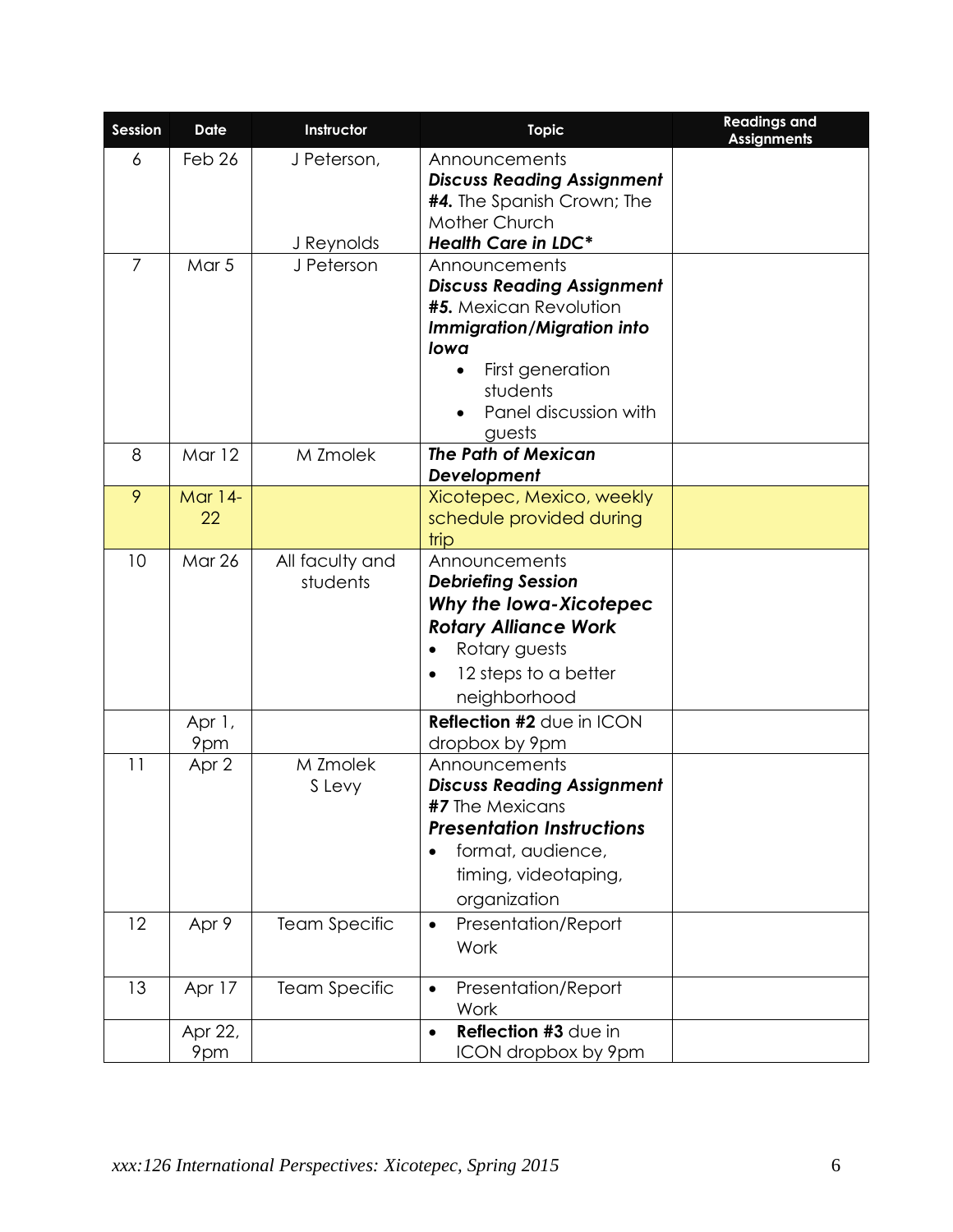| Session | Date | Instructor | Topic | Readings and Assignments |
|---|---|---|---|---|
| 6 | Feb 26 | J Peterson,<br><br>J Reynolds | Announcements<br>***Discuss Reading Assignment #4.*** The Spanish Crown; The Mother Church<br>***Health Care in LDC**** | |
| 7 | Mar 5 | J Peterson | Announcements<br>***Discuss Reading Assignment #5.*** Mexican Revolution<br>***Immigration/Migration into Iowa***<br>• First generation students<br>• Panel discussion with guests | |
| 8 | Mar 12 | M Zmolek | ***The Path of Mexican Development*** | |
| 9 | Mar 14-22 | | Xicotepec, Mexico, weekly schedule provided during trip | |
| 10 | Mar 26 | All faculty and students | Announcements<br>***Debriefing Session***<br>***Why the Iowa-Xicotepec Rotary Alliance Work***<br>• Rotary guests<br>• 12 steps to a better neighborhood | |
| | Apr 1, 9pm | | **Reflection #2** due in ICON dropbox by 9pm | |
| 11 | Apr 2 | M Zmolek<br>S Levy | Announcements<br>***Discuss Reading Assignment #7*** The Mexicans<br>***Presentation Instructions***<br>• format, audience, timing, videotaping, organization | |
| 12 | Apr 9 | Team Specific | • Presentation/Report Work | |
| 13 | Apr 17 | Team Specific | • Presentation/Report Work | |
| | Apr 22, 9pm | | • **Reflection #3** due in ICON dropbox by 9pm | |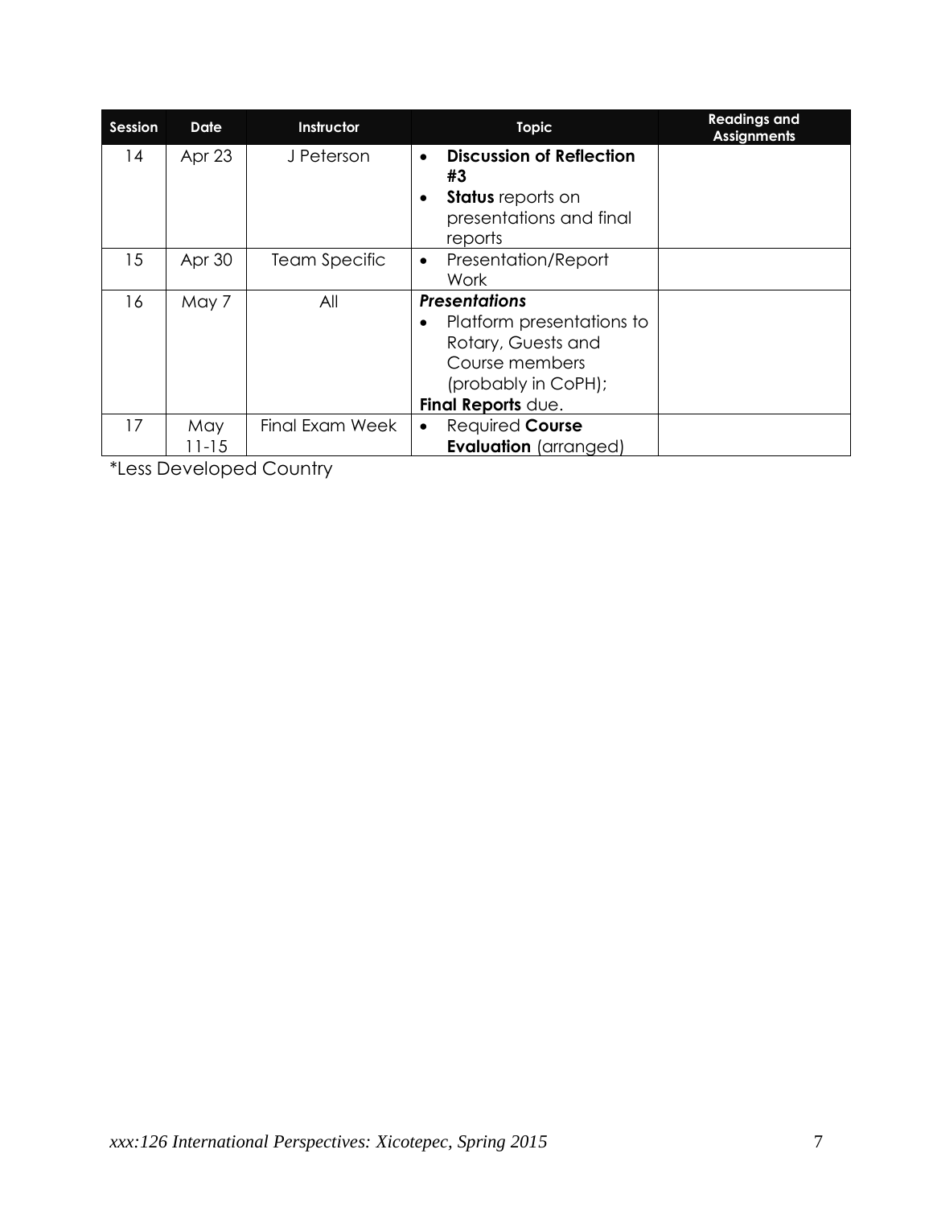| Session | Date | Instructor | Topic | Readings and Assignments |
|---|---|---|---|---|
| 14 | Apr 23 | J Peterson | • **Discussion of Reflection #3**<br>• **Status** reports on presentations and final reports | |
| 15 | Apr 30 | Team Specific | • Presentation/Report Work | |
| 16 | May 7 | All | ***Presentations***<br>• Platform presentations to Rotary, Guests and Course members (probably in CoPH);<br>**Final Reports** due. | |
| 17 | May 11-15 | Final Exam Week | • Required **Course Evaluation** (arranged) | |

*Less Developed Country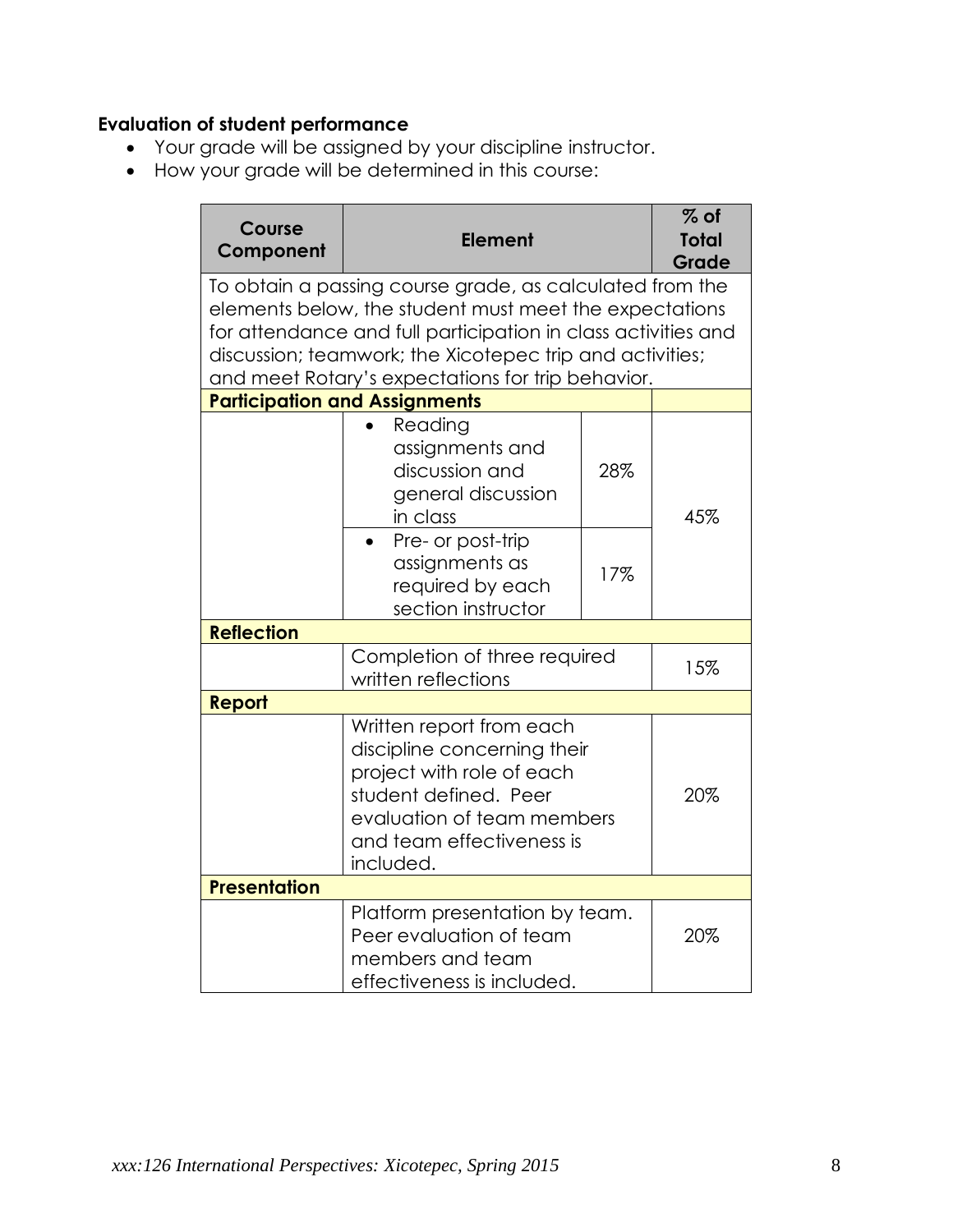**Evaluation of student performance**

- Your grade will be assigned by your discipline instructor.
- How your grade will be determined in this course:

| Course Component | Element | | % of Total Grade |
|---|---|---|---|
| To obtain a passing course grade, as calculated from the elements below, the student must meet the expectations for attendance and full participation in class activities and discussion; teamwork; the Xicotepec trip and activities; and meet Rotary's expectations for trip behavior. | | | |
| **Participation and Assignments** | | | |
| | • Reading assignments and discussion and general discussion in class | 28% | 45% |
| | • Pre- or post-trip assignments as required by each section instructor | 17% | |
| **Reflection** | | | |
| | Completion of three required written reflections | | 15% |
| **Report** | | | |
| | Written report from each discipline concerning their project with role of each student defined. Peer evaluation of team members and team effectiveness is included. | | 20% |
| **Presentation** | | | |
| | Platform presentation by team. Peer evaluation of team members and team effectiveness is included. | | 20% |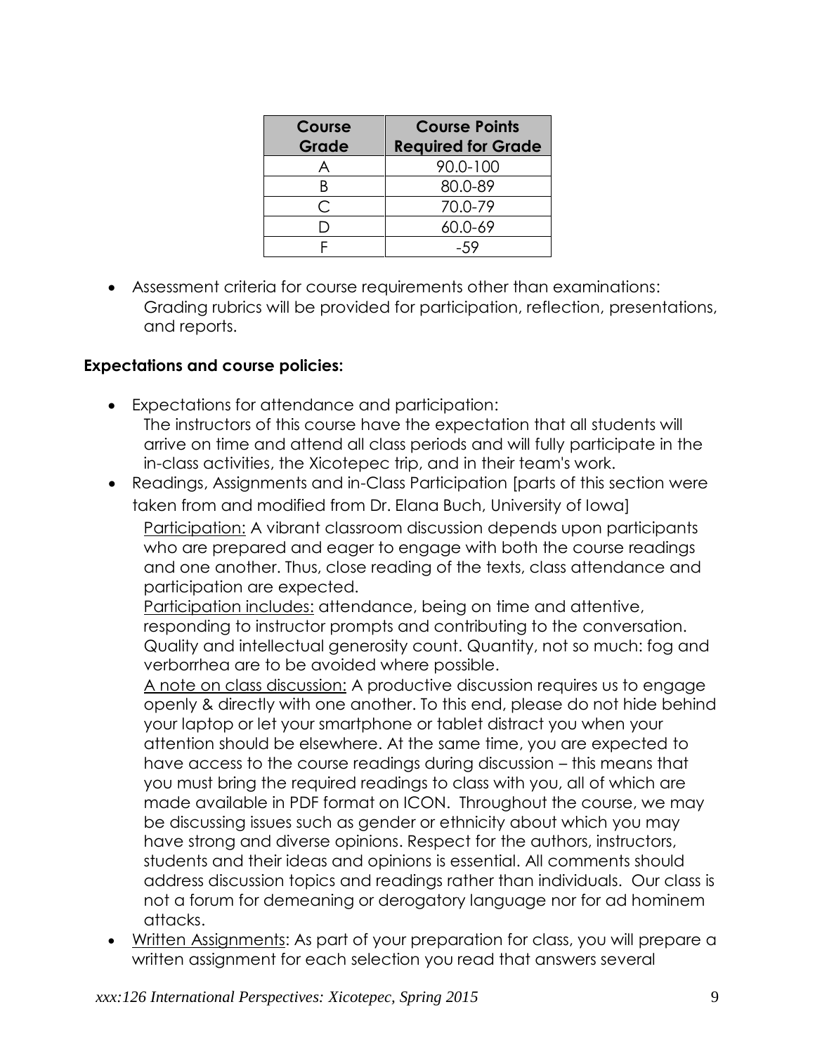| Course Grade | Course Points Required for Grade |
|---|---|
| A | 90.0-100 |
| B | 80.0-89 |
| C | 70.0-79 |
| D | 60.0-69 |
| F | -59 |

- Assessment criteria for course requirements other than examinations: Grading rubrics will be provided for participation, reflection, presentations, and reports.

**Expectations and course policies:**

- Expectations for attendance and participation: The instructors of this course have the expectation that all students will arrive on time and attend all class periods and will fully participate in the in-class activities, the Xicotepec trip, and in their team's work.
- Readings, Assignments and in-Class Participation [parts of this section were taken from and modified from Dr. Elana Buch, University of Iowa]

  Participation: A vibrant classroom discussion depends upon participants who are prepared and eager to engage with both the course readings and one another. Thus, close reading of the texts, class attendance and participation are expected.

  Participation includes: attendance, being on time and attentive, responding to instructor prompts and contributing to the conversation. Quality and intellectual generosity count. Quantity, not so much: fog and verborrhea are to be avoided where possible.

  A note on class discussion: A productive discussion requires us to engage openly & directly with one another. To this end, please do not hide behind your laptop or let your smartphone or tablet distract you when your attention should be elsewhere. At the same time, you are expected to have access to the course readings during discussion – this means that you must bring the required readings to class with you, all of which are made available in PDF format on ICON. Throughout the course, we may be discussing issues such as gender or ethnicity about which you may have strong and diverse opinions. Respect for the authors, instructors, students and their ideas and opinions is essential. All comments should address discussion topics and readings rather than individuals. Our class is not a forum for demeaning or derogatory language nor for ad hominem attacks.
- Written Assignments: As part of your preparation for class, you will prepare a written assignment for each selection you read that answers several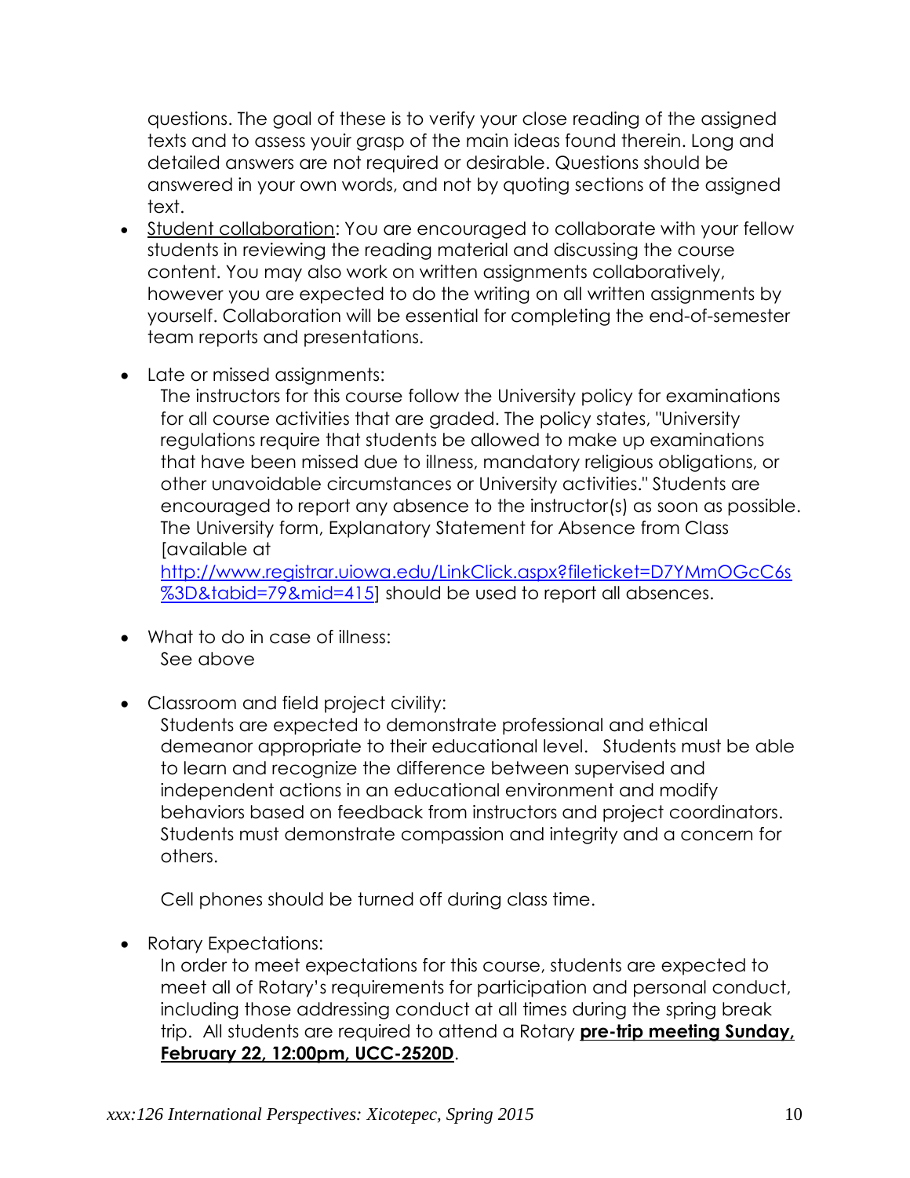questions. The goal of these is to verify your close reading of the assigned texts and to assess youir grasp of the main ideas found therein. Long and detailed answers are not required or desirable. Questions should be answered in your own words, and not by quoting sections of the assigned text.

- Student collaboration: You are encouraged to collaborate with your fellow students in reviewing the reading material and discussing the course content. You may also work on written assignments collaboratively, however you are expected to do the writing on all written assignments by yourself. Collaboration will be essential for completing the end-of-semester team reports and presentations.

- Late or missed assignments:
  The instructors for this course follow the University policy for examinations for all course activities that are graded. The policy states, "University regulations require that students be allowed to make up examinations that have been missed due to illness, mandatory religious obligations, or other unavoidable circumstances or University activities." Students are encouraged to report any absence to the instructor(s) as soon as possible. The University form, Explanatory Statement for Absence from Class [available at http://www.registrar.uiowa.edu/LinkClick.aspx?fileticket=D7YMmOGcC6s%3D&tabid=79&mid=415] should be used to report all absences.

- What to do in case of illness:
  See above

- Classroom and field project civility:
  Students are expected to demonstrate professional and ethical demeanor appropriate to their educational level. Students must be able to learn and recognize the difference between supervised and independent actions in an educational environment and modify behaviors based on feedback from instructors and project coordinators. Students must demonstrate compassion and integrity and a concern for others.

  Cell phones should be turned off during class time.

- Rotary Expectations:
  In order to meet expectations for this course, students are expected to meet all of Rotary's requirements for participation and personal conduct, including those addressing conduct at all times during the spring break trip. All students are required to attend a Rotary **pre-trip meeting Sunday, February 22, 12:00pm, UCC-2520D**.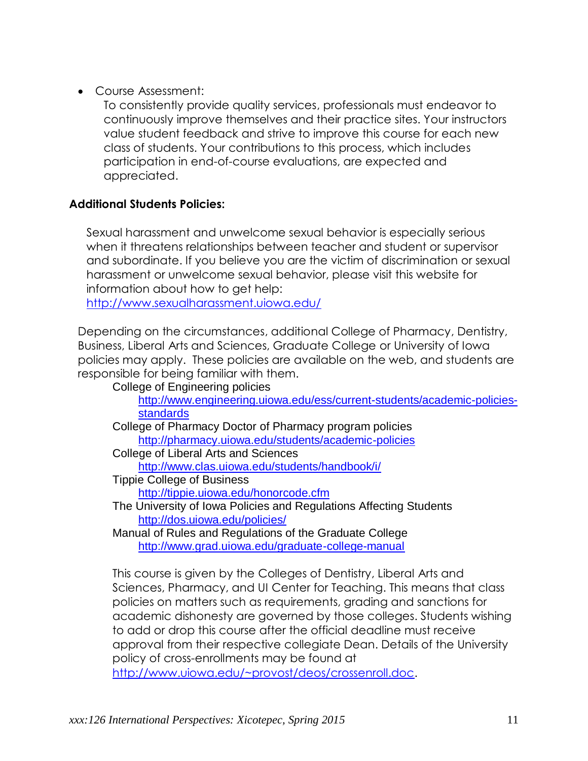- Course Assessment:

  To consistently provide quality services, professionals must endeavor to continuously improve themselves and their practice sites. Your instructors value student feedback and strive to improve this course for each new class of students. Your contributions to this process, which includes participation in end-of-course evaluations, are expected and appreciated.

**Additional Students Policies:**

Sexual harassment and unwelcome sexual behavior is especially serious when it threatens relationships between teacher and student or supervisor and subordinate. If you believe you are the victim of discrimination or sexual harassment or unwelcome sexual behavior, please visit this website for information about how to get help: http://www.sexualharassment.uiowa.edu/

Depending on the circumstances, additional College of Pharmacy, Dentistry, Business, Liberal Arts and Sciences, Graduate College or University of Iowa policies may apply. These policies are available on the web, and students are responsible for being familiar with them.

College of Engineering policies
    http://www.engineering.uiowa.edu/ess/current-students/academic-policies-standards

College of Pharmacy Doctor of Pharmacy program policies
    http://pharmacy.uiowa.edu/students/academic-policies

College of Liberal Arts and Sciences
    http://www.clas.uiowa.edu/students/handbook/i/

Tippie College of Business
    http://tippie.uiowa.edu/honorcode.cfm

The University of Iowa Policies and Regulations Affecting Students
    http://dos.uiowa.edu/policies/

Manual of Rules and Regulations of the Graduate College
    http://www.grad.uiowa.edu/graduate-college-manual

This course is given by the Colleges of Dentistry, Liberal Arts and Sciences, Pharmacy, and UI Center for Teaching. This means that class policies on matters such as requirements, grading and sanctions for academic dishonesty are governed by those colleges. Students wishing to add or drop this course after the official deadline must receive approval from their respective collegiate Dean. Details of the University policy of cross-enrollments may be found at http://www.uiowa.edu/~provost/deos/crossenroll.doc.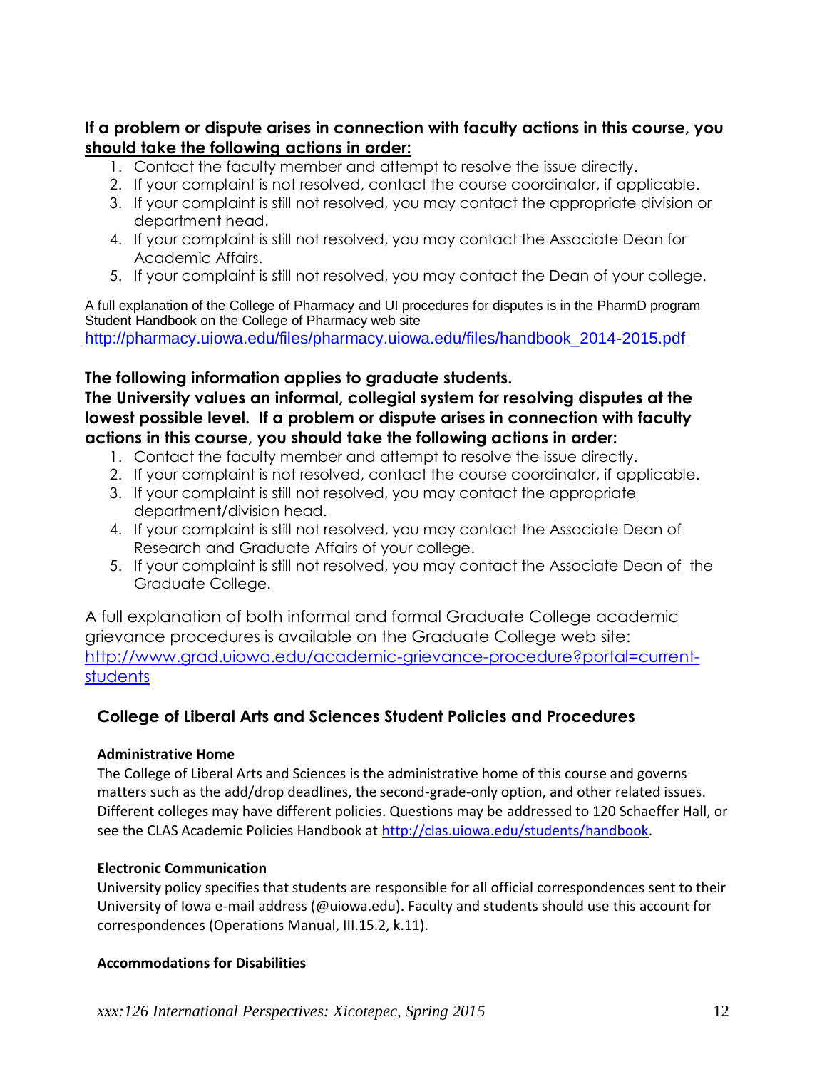**If a problem or dispute arises in connection with faculty actions in this course, you should take the following actions in order:**

1. Contact the faculty member and attempt to resolve the issue directly.
2. If your complaint is not resolved, contact the course coordinator, if applicable.
3. If your complaint is still not resolved, you may contact the appropriate division or department head.
4. If your complaint is still not resolved, you may contact the Associate Dean for Academic Affairs.
5. If your complaint is still not resolved, you may contact the Dean of your college.

A full explanation of the College of Pharmacy and UI procedures for disputes is in the PharmD program Student Handbook on the College of Pharmacy web site
http://pharmacy.uiowa.edu/files/pharmacy.uiowa.edu/files/handbook_2014-2015.pdf

**The following information applies to graduate students.**
**The University values an informal, collegial system for resolving disputes at the lowest possible level. If a problem or dispute arises in connection with faculty actions in this course, you should take the following actions in order:**

1. Contact the faculty member and attempt to resolve the issue directly.
2. If your complaint is not resolved, contact the course coordinator, if applicable.
3. If your complaint is still not resolved, you may contact the appropriate department/division head.
4. If your complaint is still not resolved, you may contact the Associate Dean of Research and Graduate Affairs of your college.
5. If your complaint is still not resolved, you may contact the Associate Dean of the Graduate College.

A full explanation of both informal and formal Graduate College academic grievance procedures is available on the Graduate College web site:
http://www.grad.uiowa.edu/academic-grievance-procedure?portal=current-students

## College of Liberal Arts and Sciences Student Policies and Procedures

**Administrative Home**

The College of Liberal Arts and Sciences is the administrative home of this course and governs matters such as the add/drop deadlines, the second-grade-only option, and other related issues. Different colleges may have different policies. Questions may be addressed to 120 Schaeffer Hall, or see the CLAS Academic Policies Handbook at http://clas.uiowa.edu/students/handbook.

**Electronic Communication**

University policy specifies that students are responsible for all official correspondences sent to their University of Iowa e-mail address (@uiowa.edu). Faculty and students should use this account for correspondences (Operations Manual, III.15.2, k.11).

**Accommodations for Disabilities**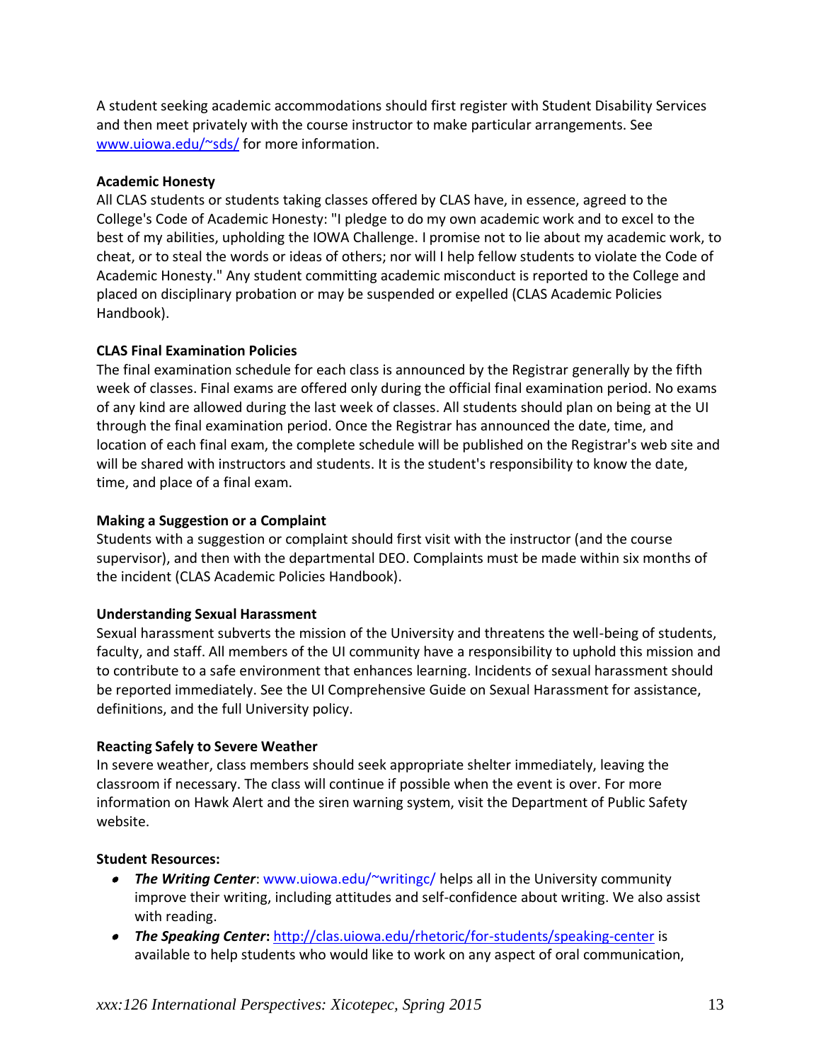A student seeking academic accommodations should first register with Student Disability Services and then meet privately with the course instructor to make particular arrangements. See [www.uiowa.edu/~sds/](www.uiowa.edu/~sds/) for more information.

**Academic Honesty**
All CLAS students or students taking classes offered by CLAS have, in essence, agreed to the College's Code of Academic Honesty: "I pledge to do my own academic work and to excel to the best of my abilities, upholding the IOWA Challenge. I promise not to lie about my academic work, to cheat, or to steal the words or ideas of others; nor will I help fellow students to violate the Code of Academic Honesty." Any student committing academic misconduct is reported to the College and placed on disciplinary probation or may be suspended or expelled (CLAS Academic Policies Handbook).

**CLAS Final Examination Policies**
The final examination schedule for each class is announced by the Registrar generally by the fifth week of classes. Final exams are offered only during the official final examination period. No exams of any kind are allowed during the last week of classes. All students should plan on being at the UI through the final examination period. Once the Registrar has announced the date, time, and location of each final exam, the complete schedule will be published on the Registrar's web site and will be shared with instructors and students. It is the student's responsibility to know the date, time, and place of a final exam.

**Making a Suggestion or a Complaint**
Students with a suggestion or complaint should first visit with the instructor (and the course supervisor), and then with the departmental DEO. Complaints must be made within six months of the incident (CLAS Academic Policies Handbook).

**Understanding Sexual Harassment**
Sexual harassment subverts the mission of the University and threatens the well-being of students, faculty, and staff. All members of the UI community have a responsibility to uphold this mission and to contribute to a safe environment that enhances learning. Incidents of sexual harassment should be reported immediately. See the UI Comprehensive Guide on Sexual Harassment for assistance, definitions, and the full University policy.

**Reacting Safely to Severe Weather**
In severe weather, class members should seek appropriate shelter immediately, leaving the classroom if necessary. The class will continue if possible when the event is over. For more information on Hawk Alert and the siren warning system, visit the Department of Public Safety website.

**Student Resources:**

- ***The Writing Center***: www.uiowa.edu/~writingc/ helps all in the University community improve their writing, including attitudes and self-confidence about writing. We also assist with reading.
- ***The Speaking Center*:** [http://clas.uiowa.edu/rhetoric/for-students/speaking-center](http://clas.uiowa.edu/rhetoric/for-students/speaking-center) is available to help students who would like to work on any aspect of oral communication,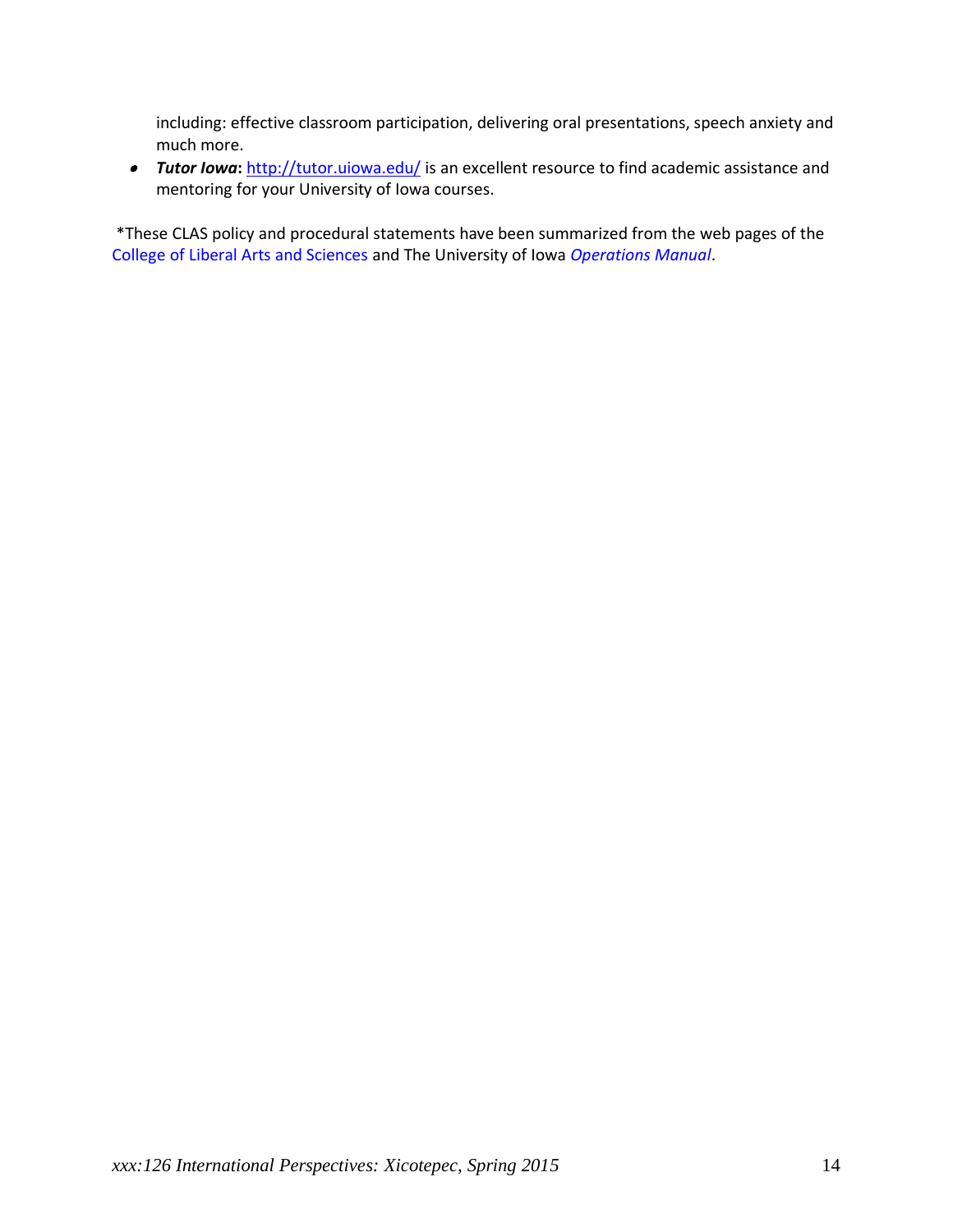including: effective classroom participation, delivering oral presentations, speech anxiety and much more.

- ***Tutor Iowa*****:** http://tutor.uiowa.edu/ is an excellent resource to find academic assistance and mentoring for your University of Iowa courses.

*These CLAS policy and procedural statements have been summarized from the web pages of the College of Liberal Arts and Sciences and The University of Iowa *Operations Manual*.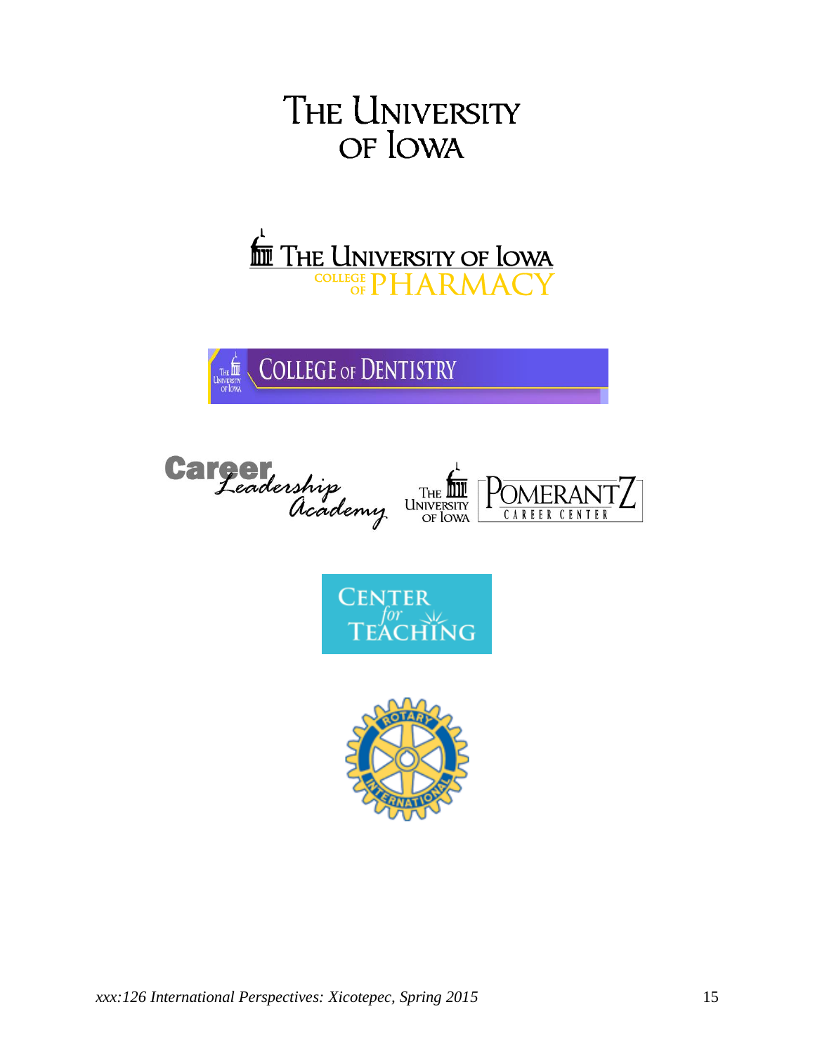THE UNIVERSITY OF IOWA

THE UNIVERSITY OF IOWA
COLLEGE OF PHARMACY

THE UNIVERSITY OF IOWA
COLLEGE OF DENTISTRY

Career Leadership Academy

THE UNIVERSITY OF IOWA

POMERANTZ CAREER CENTER

CENTER for TEACHING

ROTARY INTERNATIONAL